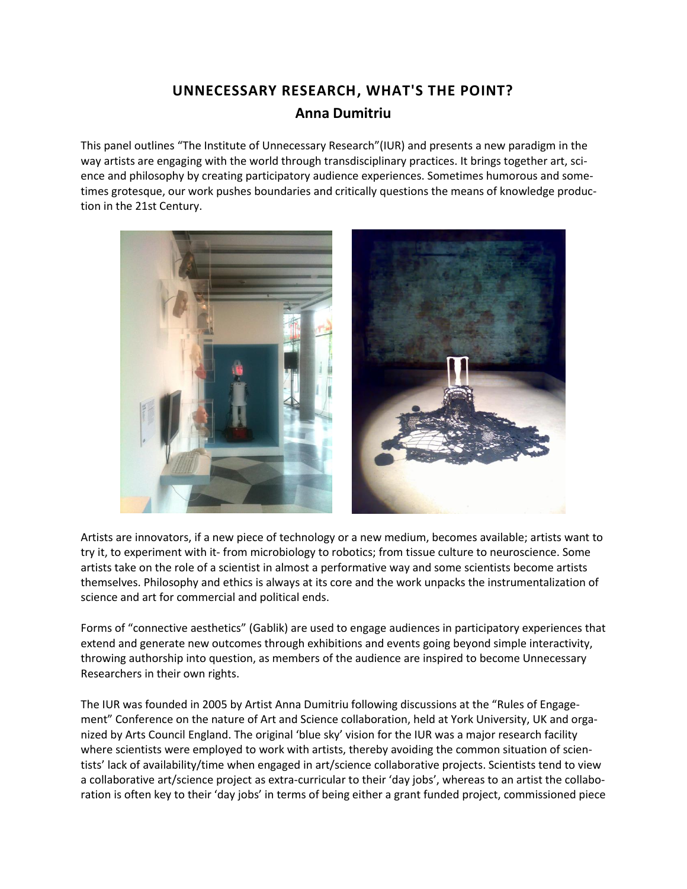# UNNECESSARY RESEARCH, WHAT'S THE POINT?

## Anna Dumitriu

This panel outlines "The Institute of Unnecessary Research"(IUR) and presents a new paradigm in the way artists are engaging with the world through transdisciplinary practices. It brings together art, science and philosophy by creating participatory audience experiences. Sometimes humorous and sometimes grotesque, our work pushes boundaries and critically questions the means of knowledge production in the 21st Century.

Artists are innovators, if a new piece of technology or a new medium, becomes available; artists want to try it, to experiment with it- from microbiology to robotics; from tissue culture to neuroscience. Some artists take on the role of a scientist in almost a performative way and some scientists become artists themselves. Philosophy and ethics is always at its core and the work unpacks the instrumentalization of science and art for commercial and political ends.

Forms of "connective aesthetics" (Gablik) are used to engage audiences in participatory experiences that extend and generate new outcomes through exhibitions and events going beyond simple interactivity, throwing authorship into question, as members of the audience are inspired to become Unnecessary Researchers in their own rights.

The IUR was founded in 2005 by Artist Anna Dumitriu following discussions at the "Rules of Engagement" Conference on the nature of Art and Science collaboration, held at York University, UK and organized by Arts Council England. The original 'blue sky' vision for the IUR was a major research facility where scientists were employed to work with artists, thereby avoiding the common situation of scientists' lack of availability/time when engaged in art/science collaborative projects. Scientists tend to view a collaborative art/science project as extra-curricular to their 'day jobs', whereas to an artist the collaboration is often key to their 'day jobs' in terms of being either a grant funded project, commissioned piece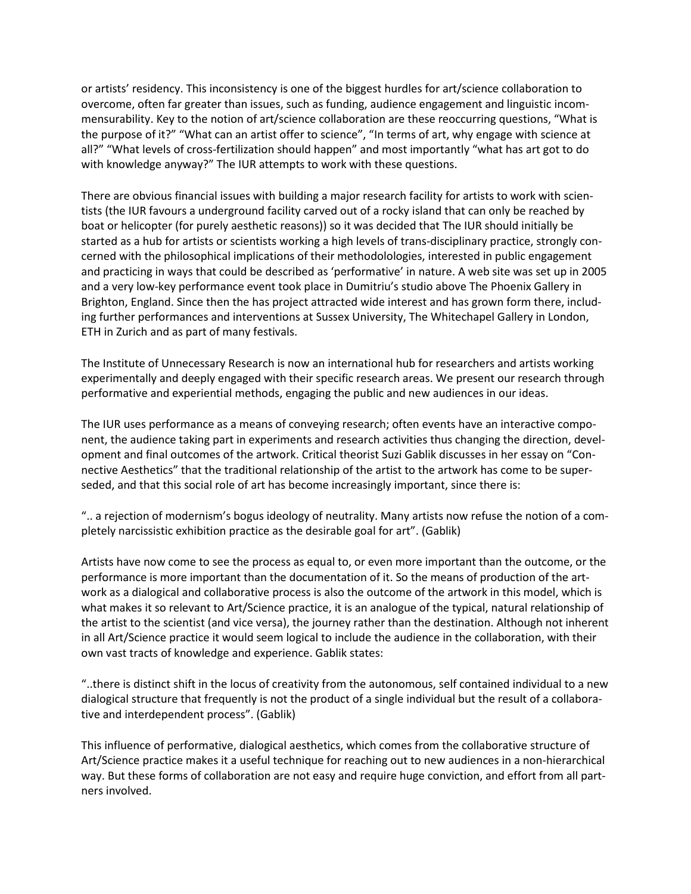or artists' residency. This inconsistency is one of the biggest hurdles for art/science collaboration to overcome, often far greater than issues, such as funding, audience engagement and linguistic incommensurability. Key to the notion of art/science collaboration are these reoccurring questions, "What is the purpose of it?" "What can an artist offer to science", "In terms of art, why engage with science at all?" "What levels of cross-fertilization should happen" and most importantly "what has art got to do with knowledge anyway?" The IUR attempts to work with these questions.

There are obvious financial issues with building a major research facility for artists to work with scientists (the IUR favours a underground facility carved out of a rocky island that can only be reached by boat or helicopter (for purely aesthetic reasons)) so it was decided that The IUR should initially be started as a hub for artists or scientists working a high levels of trans-disciplinary practice, strongly concerned with the philosophical implications of their methodolologies, interested in public engagement and practicing in ways that could be described as 'performative' in nature. A web site was set up in 2005 and a very low-key performance event took place in Dumitriu's studio above The Phoenix Gallery in Brighton, England. Since then the has project attracted wide interest and has grown form there, including further performances and interventions at Sussex University, The Whitechapel Gallery in London, ETH in Zurich and as part of many festivals.

The Institute of Unnecessary Research is now an international hub for researchers and artists working experimentally and deeply engaged with their specific research areas. We present our research through performative and experiential methods, engaging the public and new audiences in our ideas.

The IUR uses performance as a means of conveying research; often events have an interactive component, the audience taking part in experiments and research activities thus changing the direction, development and final outcomes of the artwork. Critical theorist Suzi Gablik discusses in her essay on "Connective Aesthetics" that the traditional relationship of the artist to the artwork has come to be superseded, and that this social role of art has become increasingly important, since there is:

".. a rejection of modernism's bogus ideology of neutrality. Many artists now refuse the notion of a completely narcissistic exhibition practice as the desirable goal for art". (Gablik)

Artists have now come to see the process as equal to, or even more important than the outcome, or the performance is more important than the documentation of it. So the means of production of the artwork as a dialogical and collaborative process is also the outcome of the artwork in this model, which is what makes it so relevant to Art/Science practice, it is an analogue of the typical, natural relationship of the artist to the scientist (and vice versa), the journey rather than the destination. Although not inherent in all Art/Science practice it would seem logical to include the audience in the collaboration, with their own vast tracts of knowledge and experience. Gablik states:

"..there is distinct shift in the locus of creativity from the autonomous, self contained individual to a new dialogical structure that frequently is not the product of a single individual but the result of a collaborative and interdependent process". (Gablik)

This influence of performative, dialogical aesthetics, which comes from the collaborative structure of Art/Science practice makes it a useful technique for reaching out to new audiences in a non-hierarchical way. But these forms of collaboration are not easy and require huge conviction, and effort from all partners involved.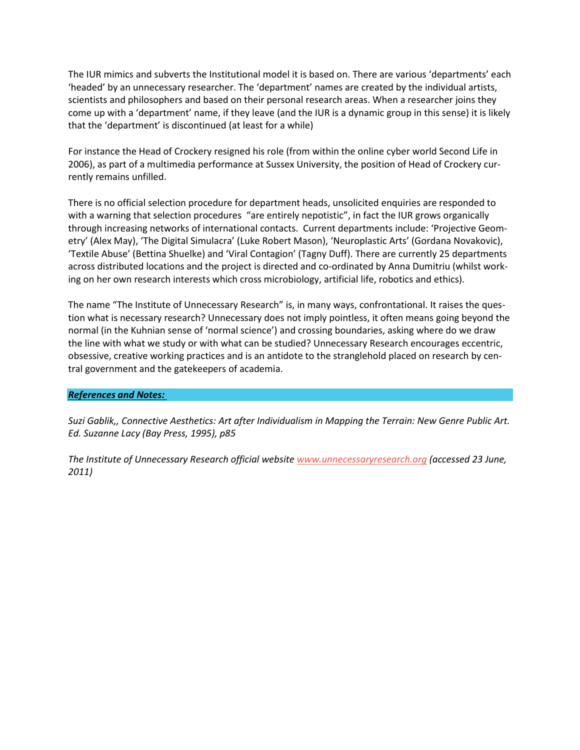The IUR mimics and subverts the Institutional model it is based on. There are various 'departments' each 'headed' by an unnecessary researcher. The 'department' names are created by the individual artists, scientists and philosophers and based on their personal research areas. When a researcher joins they come up with a 'department' name, if they leave (and the IUR is a dynamic group in this sense) it is likely that the 'department' is discontinued (at least for a while)

For instance the Head of Crockery resigned his role (from within the online cyber world Second Life in 2006), as part of a multimedia performance at Sussex University, the position of Head of Crockery currently remains unfilled.

There is no official selection procedure for department heads, unsolicited enquiries are responded to with a warning that selection procedures "are entirely nepotistic", in fact the IUR grows organically through increasing networks of international contacts. Current departments include: 'Projective Geometry' (Alex May), 'The Digital Simulacra' (Luke Robert Mason), 'Neuroplastic Arts' (Gordana Novakovic), 'Textile Abuse' (Bettina Shuelke) and 'Viral Contagion' (Tagny Duff). There are currently 25 departments across distributed locations and the project is directed and co-ordinated by Anna Dumitriu (whilst working on her own research interests which cross microbiology, artificial life, robotics and ethics).

The name "The Institute of Unnecessary Research" is, in many ways, confrontational. It raises the question what is necessary research? Unnecessary does not imply pointless, it often means going beyond the normal (in the Kuhnian sense of 'normal science') and crossing boundaries, asking where do we draw the line with what we study or with what can be studied? Unnecessary Research encourages eccentric, obsessive, creative working practices and is an antidote to the stranglehold placed on research by central government and the gatekeepers of academia.

***References and Notes:***

*Suzi Gablik,, Connective Aesthetics: Art after Individualism in Mapping the Terrain: New Genre Public Art. Ed. Suzanne Lacy (Bay Press, 1995), p85*

*The Institute of Unnecessary Research official website www.unnecessaryresearch.org (accessed 23 June, 2011)*